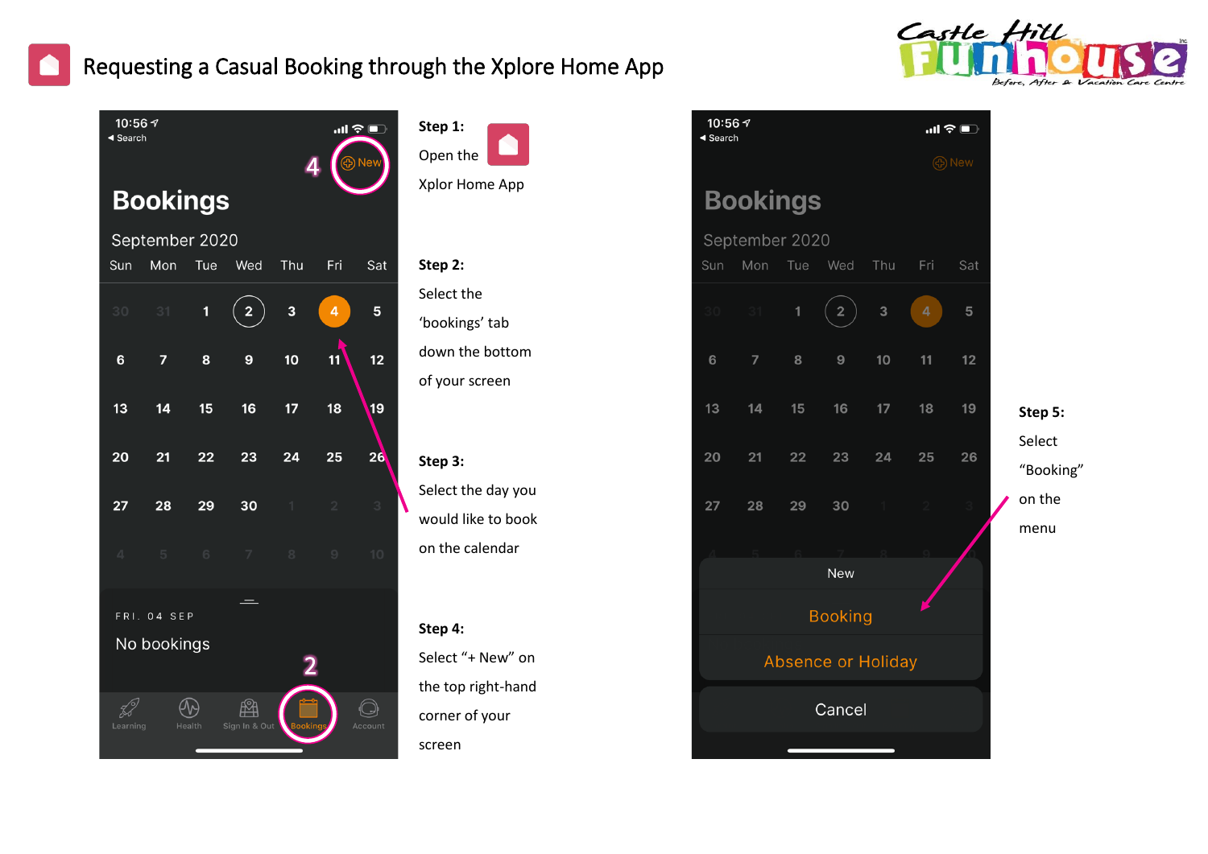# Requesting a Casual Booking through the Xplore Home App

**Step 1:**
Open the Xplor Home App

**Step 2:**
Select the 'bookings' tab down the bottom of your screen

**Step 3:**
Select the day you would like to book on the calendar

**Step 4:**
Select "+ New" on the top right-hand corner of your screen

**Step 5:**
Select "Booking" on the menu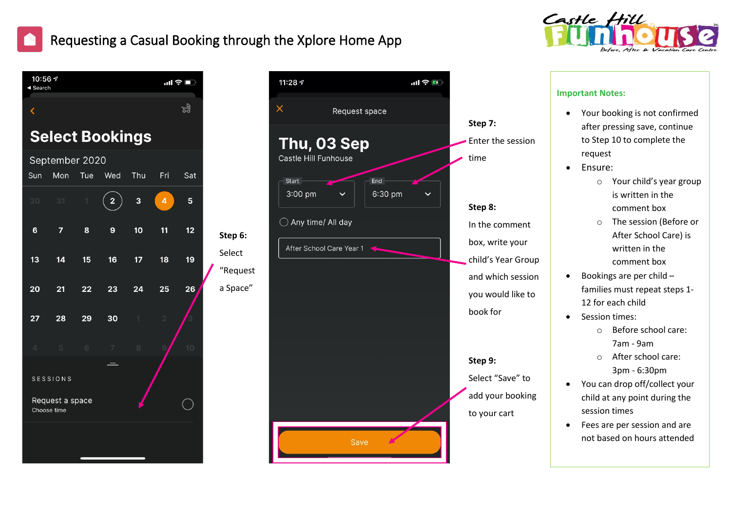# Requesting a Casual Booking through the Xplore Home App

**Select Bookings**

September 2020

| Sun | Mon | Tue | Wed | Thu | Fri | Sat |
|---|---|---|---|---|---|---|
| 30 | 31 | 1 | 2 | 3 | 4 | 5 |
| 6 | 7 | 8 | 9 | 10 | 11 | 12 |
| 13 | 14 | 15 | 16 | 17 | 18 | 19 |
| 20 | 21 | 22 | 23 | 24 | 25 | 26 |
| 27 | 28 | 29 | 30 | 1 | 2 | 3 |
| 4 | 5 | 6 | 7 | 8 | 9 | 10 |

SESSIONS

Request a space
Choose time

**Step 6:** Select "Request a Space"

Request space

**Thu, 03 Sep**
Castle Hill Funhouse

Start: 3:00 pm
End: 6:30 pm

Any time/ All day

After School Care Year 1

Save

**Step 7:** Enter the session time

**Step 8:** In the comment box, write your child's Year Group and which session you would like to book for

**Step 9:** Select "Save" to add your booking to your cart

**Important Notes:**

- Your booking is not confirmed after pressing save, continue to Step 10 to complete the request
- Ensure:
  - Your child's year group is written in the comment box
  - The session (Before or After School Care) is written in the comment box
- Bookings are per child – families must repeat steps 1-12 for each child
- Session times:
  - Before school care: 7am - 9am
  - After school care: 3pm - 6:30pm
- You can drop off/collect your child at any point during the session times
- Fees are per session and are not based on hours attended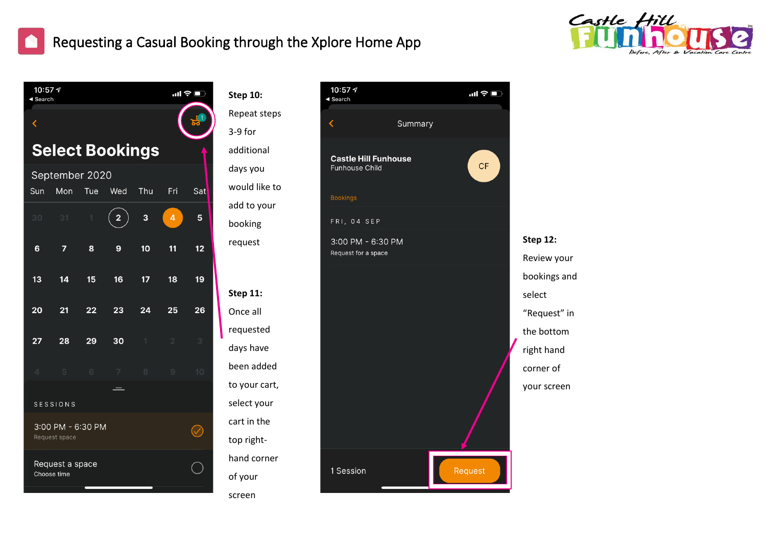# Requesting a Casual Booking through the Xplore Home App

**Step 10:** Repeat steps 3-9 for additional days you would like to add to your booking request

**Step 11:** Once all requested days have been added to your cart, select your cart in the top right-hand corner of your screen

**Step 12:** Review your bookings and select "Request" in the bottom right hand corner of your screen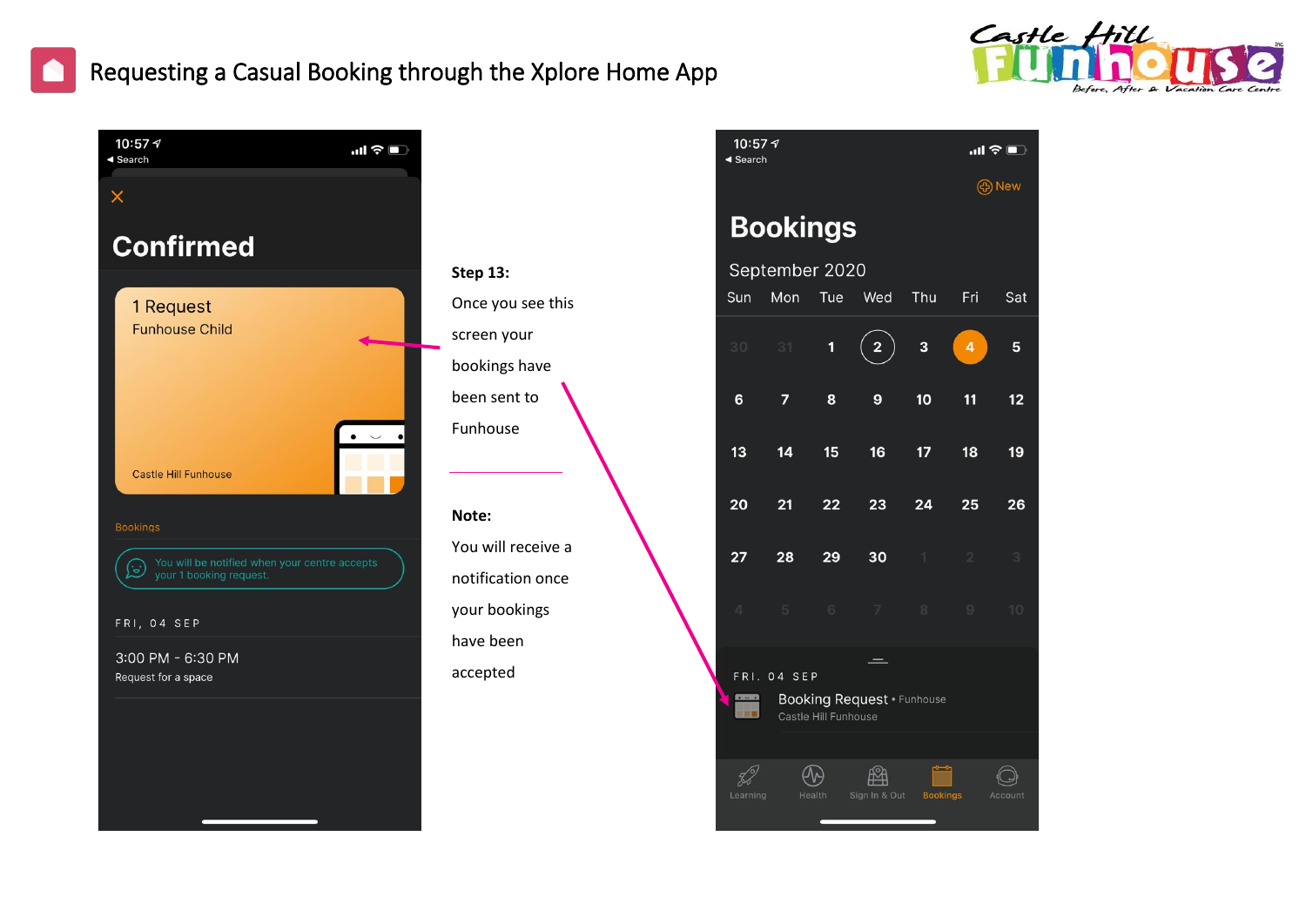# Requesting a Casual Booking through the Xplore Home App

**Step 13:**

Once you see this screen your bookings have been sent to Funhouse

---

**Note:**

You will receive a notification once your bookings have been accepted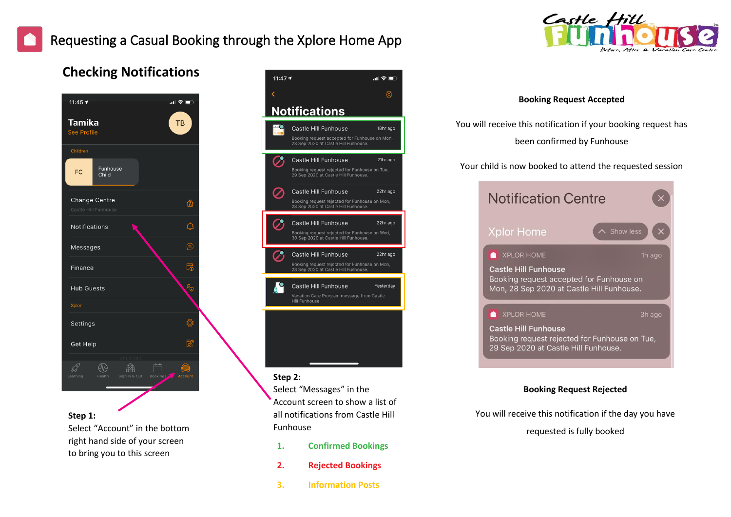# Requesting a Casual Booking through the Xplore Home App

## Checking Notifications

**Step 1:**
Select "Account" in the bottom right hand side of your screen to bring you to this screen

**Step 2:**
Select "Messages" in the Account screen to show a list of all notifications from Castle Hill Funhouse

1. **Confirmed Bookings**
2. **Rejected Bookings**
3. **Information Posts**

**Booking Request Accepted**

You will receive this notification if your booking request has been confirmed by Funhouse

Your child is now booked to attend the requested session

**Booking Request Rejected**

You will receive this notification if the day you have requested is fully booked